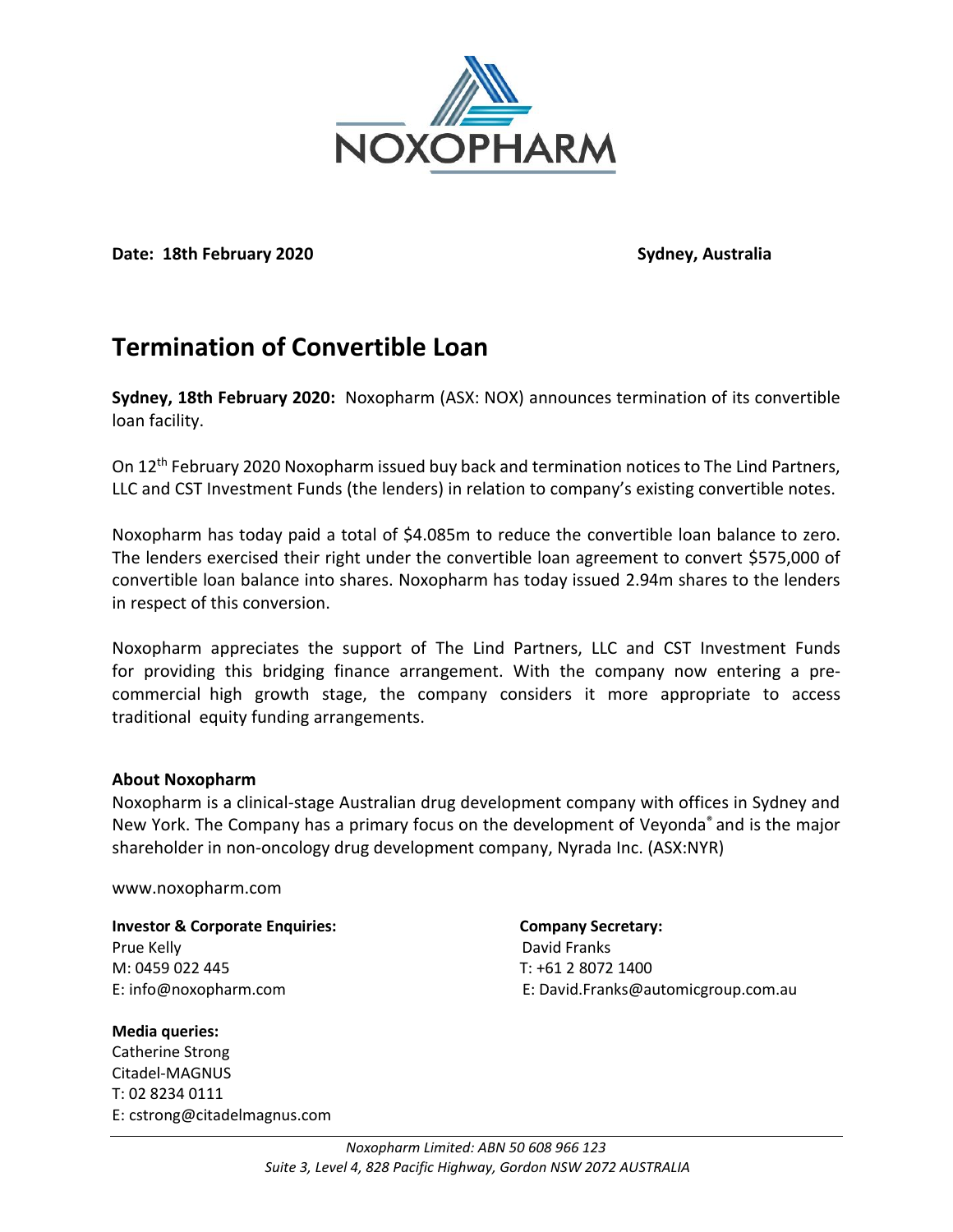NOXOPHARM

**Date: 18th February 2020** **Sydney, Australia**

# Termination of Convertible Loan

**Sydney, 18th February 2020:** Noxopharm (ASX: NOX) announces termination of its convertible loan facility.

On 12th February 2020 Noxopharm issued buy back and termination notices to The Lind Partners, LLC and CST Investment Funds (the lenders) in relation to company's existing convertible notes.

Noxopharm has today paid a total of $4.085m to reduce the convertible loan balance to zero. The lenders exercised their right under the convertible loan agreement to convert $575,000 of convertible loan balance into shares. Noxopharm has today issued 2.94m shares to the lenders in respect of this conversion.

Noxopharm appreciates the support of The Lind Partners, LLC and CST Investment Funds for providing this bridging finance arrangement. With the company now entering a pre-commercial high growth stage, the company considers it more appropriate to access traditional equity funding arrangements.

**About Noxopharm**

Noxopharm is a clinical-stage Australian drug development company with offices in Sydney and New York. The Company has a primary focus on the development of Veyonda® and is the major shareholder in non-oncology drug development company, Nyrada Inc. (ASX:NYR)

www.noxopharm.com

**Investor & Corporate Enquiries:**
Prue Kelly
M: 0459 022 445
E: info@noxopharm.com

**Company Secretary:**
David Franks
T: +61 2 8072 1400
E: David.Franks@automicgroup.com.au

**Media queries:**
Catherine Strong
Citadel-MAGNUS
T: 02 8234 0111
E: cstrong@citadelmagnus.com

*Noxopharm Limited: ABN 50 608 966 123*
*Suite 3, Level 4, 828 Pacific Highway, Gordon NSW 2072 AUSTRALIA*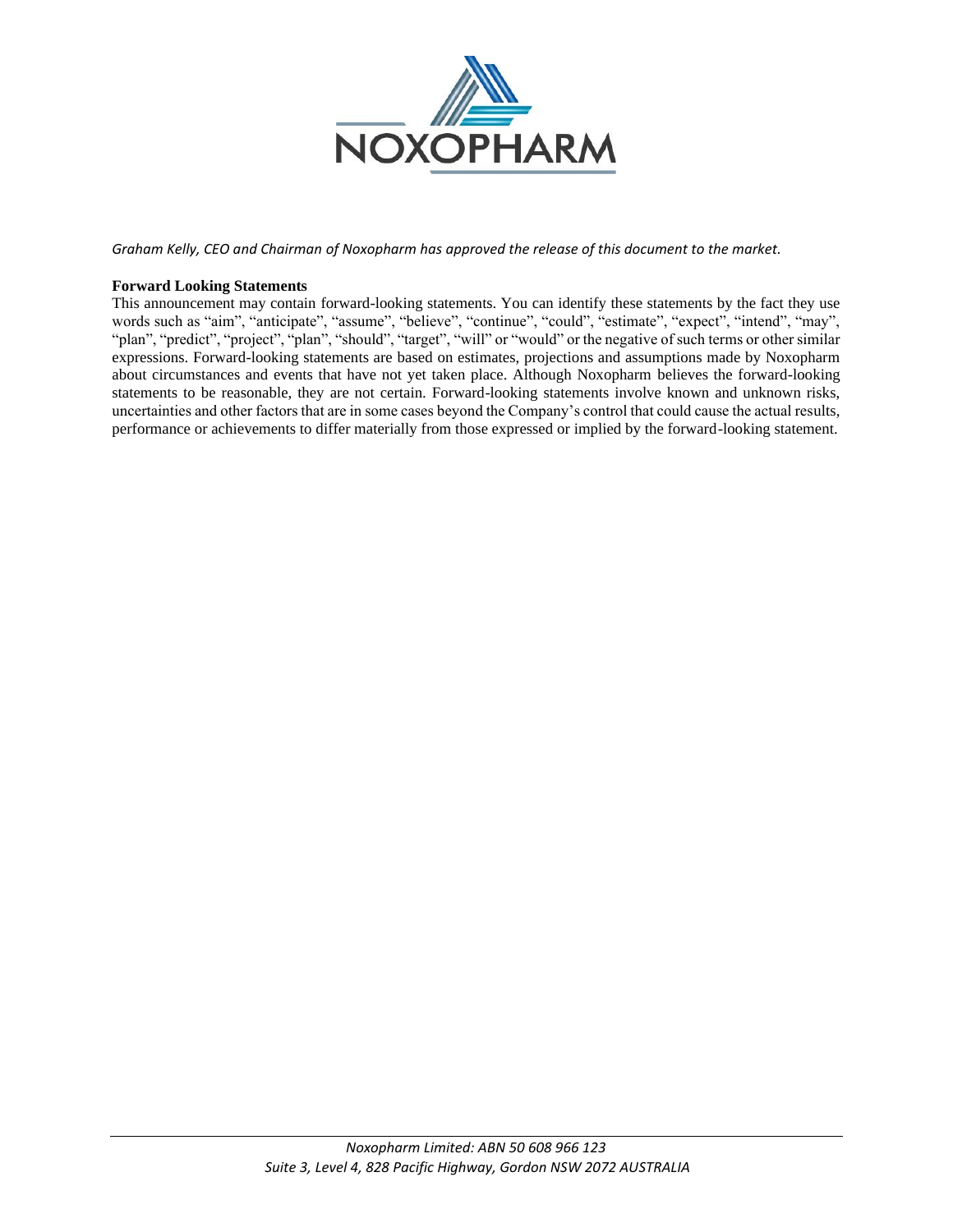*Graham Kelly, CEO and Chairman of Noxopharm has approved the release of this document to the market.*

**Forward Looking Statements**

This announcement may contain forward-looking statements. You can identify these statements by the fact they use words such as "aim", "anticipate", "assume", "believe", "continue", "could", "estimate", "expect", "intend", "may", "plan", "predict", "project", "plan", "should", "target", "will" or "would" or the negative of such terms or other similar expressions. Forward-looking statements are based on estimates, projections and assumptions made by Noxopharm about circumstances and events that have not yet taken place. Although Noxopharm believes the forward-looking statements to be reasonable, they are not certain. Forward-looking statements involve known and unknown risks, uncertainties and other factors that are in some cases beyond the Company's control that could cause the actual results, performance or achievements to differ materially from those expressed or implied by the forward-looking statement.

*Noxopharm Limited: ABN 50 608 966 123*
*Suite 3, Level 4, 828 Pacific Highway, Gordon NSW 2072 AUSTRALIA*